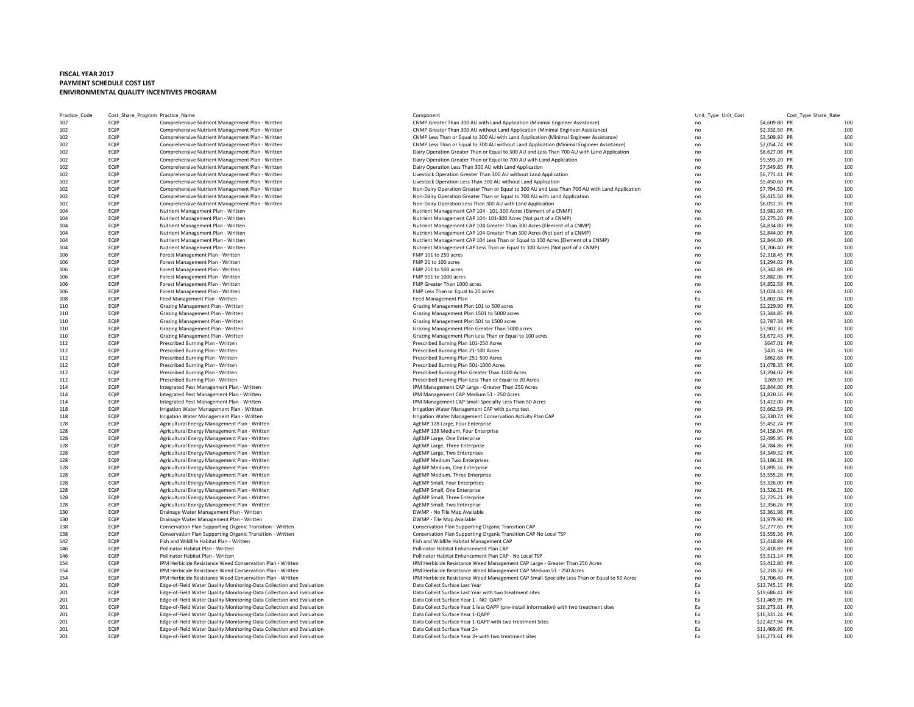**FISCAL YEAR 2017**
**PAYMENT SCHEDULE COST LIST**
**ENIVIRONMENTAL QUALITY INCENTIVES PROGRAM**

| Practice_Code | Cost_Share_Program | Practice_Name | Component | Unit_Type | Unit_Cost | Cost_Type | Share_Rate |
|---|---|---|---|---|---|---|---|
| 102 | EQIP | Comprehensive Nutrient Management Plan - Written | CNMP Greater Than 300 AU with Land Application (Minimal Engineer Assistance) | no | $4,609.80 | PR | 100 |
| 102 | EQIP | Comprehensive Nutrient Management Plan - Written | CNMP Greater Than 300 AU without Land Application (Minimal Engineer Assistance) | no | $2,332.50 | PR | 100 |
| 102 | EQIP | Comprehensive Nutrient Management Plan - Written | CNMP Less Than or Equal to 300 AU with Land Application (Minimal Engineer Assistance) | no | $3,509.93 | PR | 100 |
| 102 | EQIP | Comprehensive Nutrient Management Plan - Written | CNMP Less Than or Equal to 300 AU without Land Application (Minimal Engineer Assistance) | no | $2,054.74 | PR | 100 |
| 102 | EQIP | Comprehensive Nutrient Management Plan - Written | Dairy Operation Greater Than or Equal to 300 AU and Less Than 700 AU with Land Application | no | $8,627.08 | PR | 100 |
| 102 | EQIP | Comprehensive Nutrient Management Plan - Written | Dairy Operation Greater Than or Equal to 700 AU with Land Application | no | $9,593.20 | PR | 100 |
| 102 | EQIP | Comprehensive Nutrient Management Plan - Written | Dairy Operation Less Than 300 AU with Land Application | no | $7,549.85 | PR | 100 |
| 102 | EQIP | Comprehensive Nutrient Management Plan - Written | Livestock Operation Greater Than 300 AU without Land Application | no | $6,771.41 | PR | 100 |
| 102 | EQIP | Comprehensive Nutrient Management Plan - Written | Livestock Operation Less Than 300 AU without Land Application | no | $5,450.60 | PR | 100 |
| 102 | EQIP | Comprehensive Nutrient Management Plan - Written | Non-Dairy Operation Greater Than or Equal to 300 AU and Less Than 700 AU with Land Application | no | $7,794.50 | PR | 100 |
| 102 | EQIP | Comprehensive Nutrient Management Plan - Written | Non-Dairy Operation Greater Than or Equal to 700 AU with Land Application | no | $9,415.50 | PR | 100 |
| 102 | EQIP | Comprehensive Nutrient Management Plan - Written | Non-Dairy Operation Less Than 300 AU with Land Application | no | $6,051.35 | PR | 100 |
| 104 | EQIP | Nutrient Management Plan - Written | Nutrient Management CAP 104 - 101-300 Acres (Element of a CNMP) | no | $3,981.60 | PR | 100 |
| 104 | EQIP | Nutrient Management Plan - Written | Nutrient Management CAP 104- 101-300 Acres (Not part of a CNMP) | no | $2,275.20 | PR | 100 |
| 104 | EQIP | Nutrient Management Plan - Written | Nutrient Management CAP 104 Greater Than 300 Acres (Element of a CNMP) | no | $4,834.80 | PR | 100 |
| 104 | EQIP | Nutrient Management Plan - Written | Nutrient Management CAP 104 Greater Than 300 Acres (Not part of a CNMP) | no | $2,844.00 | PR | 100 |
| 104 | EQIP | Nutrient Management Plan - Written | Nutrient Management CAP 104 Less Than or Equal to 100 Acres (Element of a CNMP) | no | $2,844.00 | PR | 100 |
| 104 | EQIP | Nutrient Management Plan - Written | Nutrient Management CAP Less Than or Equal to 100 Acres (Not part of a CNMP) | no | $1,706.40 | PR | 100 |
| 106 | EQIP | Forest Management Plan - Written | FMP 101 to 250 acres | no | $2,318.45 | PR | 100 |
| 106 | EQIP | Forest Management Plan - Written | FMP 21 to 100 acres | no | $1,294.02 | PR | 100 |
| 106 | EQIP | Forest Management Plan - Written | FMP 251 to 500 acres | no | $3,342.89 | PR | 100 |
| 106 | EQIP | Forest Management Plan - Written | FMP 501 to 1000 acres | no | $3,882.06 | PR | 100 |
| 106 | EQIP | Forest Management Plan - Written | FMP Greater Than 1000 acres | no | $4,852.58 | PR | 100 |
| 106 | EQIP | Forest Management Plan - Written | FMP Less Than or Equal to 20 acres | no | $1,024.43 | PR | 100 |
| 108 | EQIP | Feed Management Plan - Written | Feed Management Plan | Ea | $1,802.04 | PR | 100 |
| 110 | EQIP | Grazing Management Plan - Written | Grazing Management Plan 101 to 500 acres | no | $2,229.90 | PR | 100 |
| 110 | EQIP | Grazing Management Plan - Written | Grazing Management Plan 1501 to 5000 acres | no | $3,344.85 | PR | 100 |
| 110 | EQIP | Grazing Management Plan - Written | Grazing Management Plan 501 to 1500 acres | no | $2,787.38 | PR | 100 |
| 110 | EQIP | Grazing Management Plan - Written | Grazing Management Plan Greater Than 5000 acres | no | $3,902.33 | PR | 100 |
| 110 | EQIP | Grazing Management Plan - Written | Grazing Management Plan Less Than or Equal to 100 acres | no | $1,672.43 | PR | 100 |
| 112 | EQIP | Prescribed Burning Plan - Written | Prescribed Burning Plan 101-250 Acres | no | $647.01 | PR | 100 |
| 112 | EQIP | Prescribed Burning Plan - Written | Prescribed Burning Plan 21-100 Acres | no | $431.34 | PR | 100 |
| 112 | EQIP | Prescribed Burning Plan - Written | Prescribed Burning Plan 251-500 Acres | no | $862.68 | PR | 100 |
| 112 | EQIP | Prescribed Burning Plan - Written | Prescribed Burning Plan 501-1000 Acres | no | $1,078.35 | PR | 100 |
| 112 | EQIP | Prescribed Burning Plan - Written | Prescribed Burning Plan Greater Than 1000 Acres | no | $1,294.02 | PR | 100 |
| 112 | EQIP | Prescribed Burning Plan - Written | Prescribed Burning Plan Less Than or Equal to 20 Acres | no | $269.59 | PR | 100 |
| 114 | EQIP | Integrated Pest Management Plan - Written | IPM Management CAP Large - Greater Than 250 Acres | no | $2,844.00 | PR | 100 |
| 114 | EQIP | Integrated Pest Management Plan - Written | IPM Management CAP Medium 51 - 250 Acres | no | $1,820.16 | PR | 100 |
| 114 | EQIP | Integrated Pest Management Plan - Written | IPM Management CAP Small-Specialty Less Than 50 Acres | no | $1,422.00 | PR | 100 |
| 118 | EQIP | Irrigation Water Management Plan - Written | Irrigation Water Management CAP with pump test | no | $3,662.59 | PR | 100 |
| 118 | EQIP | Irrigation Water Management Plan - Written | Irrigation Water Management Conservation Activity Plan CAP | no | $2,330.74 | PR | 100 |
| 128 | EQIP | Agricultural Energy Management Plan - Written | AgEMP 128 Large, Four Enterprise | no | $5,452.24 | PR | 100 |
| 128 | EQIP | Agricultural Energy Management Plan - Written | AgEMP 128 Medium, Four Enterprise | no | $4,156.04 | PR | 100 |
| 128 | EQIP | Agricultural Energy Management Plan - Written | AgEMP Large, One Enterprise | no | $2,495.95 | PR | 100 |
| 128 | EQIP | Agricultural Energy Management Plan - Written | AgEMP Large, Three Enterprise | no | $4,784.86 | PR | 100 |
| 128 | EQIP | Agricultural Energy Management Plan - Written | AgEMP Large, Two Enterprises | no | $4,349.32 | PR | 100 |
| 128 | EQIP | Agricultural Energy Management Plan - Written | AgEMP Medium Two Enterprises | no | $3,186.31 | PR | 100 |
| 128 | EQIP | Agricultural Energy Management Plan - Written | AgEMP Medium, One Enterprise | no | $1,895.16 | PR | 100 |
| 128 | EQIP | Agricultural Energy Management Plan - Written | AgEMP Medium, Three Enterprise | no | $3,555.26 | PR | 100 |
| 128 | EQIP | Agricultural Energy Management Plan - Written | AgEMP Small, Four Enterprises | no | $3,326.00 | PR | 100 |
| 128 | EQIP | Agricultural Energy Management Plan - Written | AgEMP Small, One Enterprise | no | $1,526.21 | PR | 100 |
| 128 | EQIP | Agricultural Energy Management Plan - Written | AgEMP Small, Three Enterprise | no | $2,725.21 | PR | 100 |
| 128 | EQIP | Agricultural Energy Management Plan - Written | AgEMP Small, Two Enterprise | no | $2,356.26 | PR | 100 |
| 130 | EQIP | Drainage Water Management Plan - Written | DWMP - No Tile Map Available | no | $2,361.98 | PR | 100 |
| 130 | EQIP | Drainage Water Management Plan - Written | DWMP - Tile Map Available | no | $1,979.90 | PR | 100 |
| 138 | EQIP | Conservation Plan Supporting Organic Transition - Written | Conservation Plan Supporting Organic Transition CAP | no | $2,277.65 | PR | 100 |
| 138 | EQIP | Conservation Plan Supporting Organic Transition - Written | Conservation Plan Supporting Organic Transition CAP No Local TSP | no | $3,555.36 | PR | 100 |
| 142 | EQIP | Fish and Wildlife Habitat Plan - Written | Fish and Wildlife Habitat Management CAP | no | $2,418.89 | PR | 100 |
| 146 | EQIP | Pollinator Habitat Plan - Written | Pollinator Habitat Enhancement Plan CAP | no | $2,418.89 | PR | 100 |
| 146 | EQIP | Pollinator Habitat Plan - Written | Pollinator Habitat Enhancement Plan CAP - No Local TSP | no | $3,513.14 | PR | 100 |
| 154 | EQIP | IPM Herbicide Resistance Weed Conservation Plan - Written | IPM Herbicide Resistance Weed Management CAP Large - Greater Than 250 Acres | no | $3,412.80 | PR | 100 |
| 154 | EQIP | IPM Herbicide Resistance Weed Conservation Plan - Written | IPM Herbicide Resistance Weed Management CAP Medium 51 - 250 Acres | no | $2,218.32 | PR | 100 |
| 154 | EQIP | IPM Herbicide Resistance Weed Conservation Plan - Written | IPM Herbicide Resistance Weed Management CAP Small-Specialty Less Than or Equal to 50 Acres | no | $1,706.40 | PR | 100 |
| 201 | EQIP | Edge-of-Field Water Quality Monitoring-Data Collection and Evaluation | Data Collect Surface Last Year | Ea | $13,745.15 | PR | 100 |
| 201 | EQIP | Edge-of-Field Water Quality Monitoring-Data Collection and Evaluation | Data Collect Surface Last Year with two treatment sites | Ea | $19,686.41 | PR | 100 |
| 201 | EQIP | Edge-of-Field Water Quality Monitoring-Data Collection and Evaluation | Data Collect Surface Year 1 - NO QAPP | Ea | $11,469.95 | PR | 100 |
| 201 | EQIP | Edge-of-Field Water Quality Monitoring-Data Collection and Evaluation | Data Collect Surface Year 1 less QAPP (pre-install information) with two treatment sites | Ea | $16,273.61 | PR | 100 |
| 201 | EQIP | Edge-of-Field Water Quality Monitoring-Data Collection and Evaluation | Data Collect Surface Year 1-QAPP | Ea | $16,331.24 | PR | 100 |
| 201 | EQIP | Edge-of-Field Water Quality Monitoring-Data Collection and Evaluation | Data Collect Surface Year 1-QAPP with two treatment Sites | Ea | $22,427.94 | PR | 100 |
| 201 | EQIP | Edge-of-Field Water Quality Monitoring-Data Collection and Evaluation | Data Collect Surface Year 2+ | Ea | $11,469.95 | PR | 100 |
| 201 | EQIP | Edge-of-Field Water Quality Monitoring-Data Collection and Evaluation | Data Collect Surface Year 2+ with two treatment sites | Ea | $16,273.61 | PR | 100 |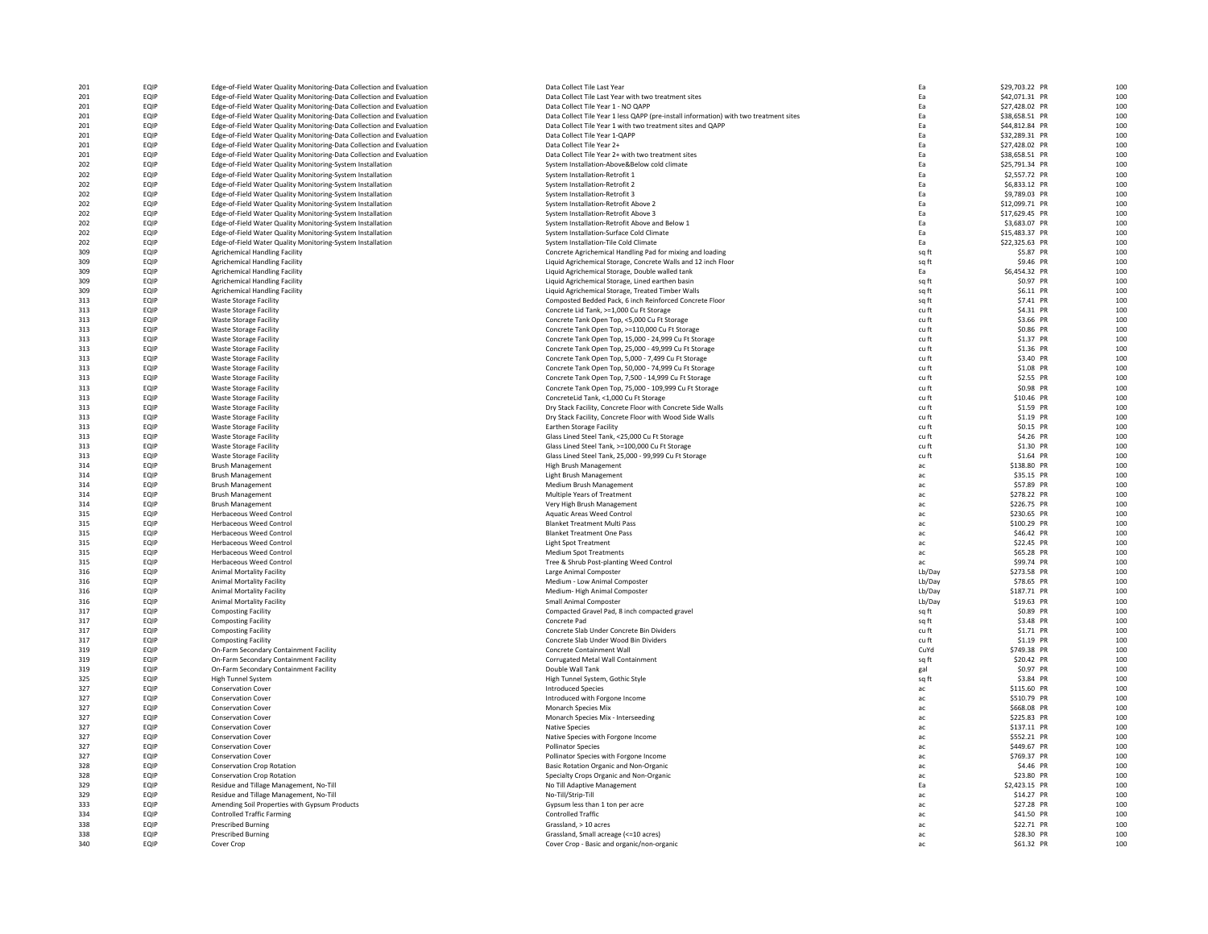| | | | | | | | |
|---|---|---|---|---|---|---|---|
| 201 | EQIP | Edge-of-Field Water Quality Monitoring-Data Collection and Evaluation | Data Collect Tile Last Year | Ea | $29,703.22 | PR | 100 |
| 201 | EQIP | Edge-of-Field Water Quality Monitoring-Data Collection and Evaluation | Data Collect Tile Last Year with two treatment sites | Ea | $42,071.31 | PR | 100 |
| 201 | EQIP | Edge-of-Field Water Quality Monitoring-Data Collection and Evaluation | Data Collect Tile Year 1 - NO QAPP | Ea | $27,428.02 | PR | 100 |
| 201 | EQIP | Edge-of-Field Water Quality Monitoring-Data Collection and Evaluation | Data Collect Tile Year 1 less QAPP (pre-install information) with two treatment sites | Ea | $38,658.51 | PR | 100 |
| 201 | EQIP | Edge-of-Field Water Quality Monitoring-Data Collection and Evaluation | Data Collect Tile Year 1 with two treatment sites and QAPP | Ea | $44,812.84 | PR | 100 |
| 201 | EQIP | Edge-of-Field Water Quality Monitoring-Data Collection and Evaluation | Data Collect Tile Year 1-QAPP | Ea | $32,289.31 | PR | 100 |
| 201 | EQIP | Edge-of-Field Water Quality Monitoring-Data Collection and Evaluation | Data Collect Tile Year 2+ | Ea | $27,428.02 | PR | 100 |
| 201 | EQIP | Edge-of-Field Water Quality Monitoring-Data Collection and Evaluation | Data Collect Tile Year 2+ with two treatment sites | Ea | $38,658.51 | PR | 100 |
| 202 | EQIP | Edge-of-Field Water Quality Monitoring-System Installation | System Installation-Above&Below cold climate | Ea | $25,791.34 | PR | 100 |
| 202 | EQIP | Edge-of-Field Water Quality Monitoring-System Installation | System Installation-Retrofit 1 | Ea | $2,557.72 | PR | 100 |
| 202 | EQIP | Edge-of-Field Water Quality Monitoring-System Installation | System Installation-Retrofit 2 | Ea | $6,833.12 | PR | 100 |
| 202 | EQIP | Edge-of-Field Water Quality Monitoring-System Installation | System Installation-Retrofit 3 | Ea | $9,789.03 | PR | 100 |
| 202 | EQIP | Edge-of-Field Water Quality Monitoring-System Installation | System Installation-Retrofit Above 2 | Ea | $12,099.71 | PR | 100 |
| 202 | EQIP | Edge-of-Field Water Quality Monitoring-System Installation | System Installation-Retrofit Above 3 | Ea | $17,629.45 | PR | 100 |
| 202 | EQIP | Edge-of-Field Water Quality Monitoring-System Installation | System Installation-Retrofit Above and Below 1 | Ea | $3,683.07 | PR | 100 |
| 202 | EQIP | Edge-of-Field Water Quality Monitoring-System Installation | System Installation-Surface Cold Climate | Ea | $15,483.37 | PR | 100 |
| 202 | EQIP | Edge-of-Field Water Quality Monitoring-System Installation | System Installation-Tile Cold Climate | Ea | $22,325.63 | PR | 100 |
| 309 | EQIP | Agrichemical Handling Facility | Concrete Agrichemical Handling Pad for mixing and loading | sq ft | $5.87 | PR | 100 |
| 309 | EQIP | Agrichemical Handling Facility | Liquid Agrichemical Storage, Concrete Walls and 12 inch Floor | sq ft | $9.46 | PR | 100 |
| 309 | EQIP | Agrichemical Handling Facility | Liquid Agrichemical Storage, Double walled tank | Ea | $6,454.32 | PR | 100 |
| 309 | EQIP | Agrichemical Handling Facility | Liquid Agrichemical Storage, Lined earthen basin | sq ft | $0.97 | PR | 100 |
| 309 | EQIP | Agrichemical Handling Facility | Liquid Agrichemical Storage, Treated Timber Walls | sq ft | $6.11 | PR | 100 |
| 313 | EQIP | Waste Storage Facility | Composted Bedded Pack, 6 inch Reinforced Concrete Floor | sq ft | $7.41 | PR | 100 |
| 313 | EQIP | Waste Storage Facility | Concrete Lid Tank, >=1,000 Cu Ft Storage | cu ft | $4.31 | PR | 100 |
| 313 | EQIP | Waste Storage Facility | Concrete Tank Open Top, <5,000 Cu Ft Storage | cu ft | $3.66 | PR | 100 |
| 313 | EQIP | Waste Storage Facility | Concrete Tank Open Top, >=110,000 Cu Ft Storage | cu ft | $0.86 | PR | 100 |
| 313 | EQIP | Waste Storage Facility | Concrete Tank Open Top, 15,000 - 24,999 Cu Ft Storage | cu ft | $1.37 | PR | 100 |
| 313 | EQIP | Waste Storage Facility | Concrete Tank Open Top, 25,000 - 49,999 Cu Ft Storage | cu ft | $1.36 | PR | 100 |
| 313 | EQIP | Waste Storage Facility | Concrete Tank Open Top, 5,000 - 7,499 Cu Ft Storage | cu ft | $3.40 | PR | 100 |
| 313 | EQIP | Waste Storage Facility | Concrete Tank Open Top, 50,000 - 74,999 Cu Ft Storage | cu ft | $1.08 | PR | 100 |
| 313 | EQIP | Waste Storage Facility | Concrete Tank Open Top, 7,500 - 14,999 Cu Ft Storage | cu ft | $2.55 | PR | 100 |
| 313 | EQIP | Waste Storage Facility | Concrete Tank Open Top, 75,000 - 109,999 Cu Ft Storage | cu ft | $0.98 | PR | 100 |
| 313 | EQIP | Waste Storage Facility | ConcreteLid Tank, <1,000 Cu Ft Storage | cu ft | $10.46 | PR | 100 |
| 313 | EQIP | Waste Storage Facility | Dry Stack Facility, Concrete Floor with Concrete Side Walls | cu ft | $1.59 | PR | 100 |
| 313 | EQIP | Waste Storage Facility | Dry Stack Facility, Concrete Floor with Wood Side Walls | cu ft | $1.19 | PR | 100 |
| 313 | EQIP | Waste Storage Facility | Earthen Storage Facility | cu ft | $0.15 | PR | 100 |
| 313 | EQIP | Waste Storage Facility | Glass Lined Steel Tank, <25,000 Cu Ft Storage | cu ft | $4.26 | PR | 100 |
| 313 | EQIP | Waste Storage Facility | Glass Lined Steel Tank, >=100,000 Cu Ft Storage | cu ft | $1.30 | PR | 100 |
| 313 | EQIP | Waste Storage Facility | Glass Lined Steel Tank, 25,000 - 99,999 Cu Ft Storage | cu ft | $1.64 | PR | 100 |
| 314 | EQIP | Brush Management | High Brush Management | ac | $138.80 | PR | 100 |
| 314 | EQIP | Brush Management | Light Brush Management | ac | $35.15 | PR | 100 |
| 314 | EQIP | Brush Management | Medium Brush Management | ac | $57.89 | PR | 100 |
| 314 | EQIP | Brush Management | Multiple Years of Treatment | ac | $278.22 | PR | 100 |
| 314 | EQIP | Brush Management | Very High Brush Management | ac | $226.75 | PR | 100 |
| 315 | EQIP | Herbaceous Weed Control | Aquatic Areas Weed Control | ac | $230.65 | PR | 100 |
| 315 | EQIP | Herbaceous Weed Control | Blanket Treatment Multi Pass | ac | $100.29 | PR | 100 |
| 315 | EQIP | Herbaceous Weed Control | Blanket Treatment One Pass | ac | $46.42 | PR | 100 |
| 315 | EQIP | Herbaceous Weed Control | Light Spot Treatment | ac | $22.45 | PR | 100 |
| 315 | EQIP | Herbaceous Weed Control | Medium Spot Treatments | ac | $65.28 | PR | 100 |
| 315 | EQIP | Herbaceous Weed Control | Tree & Shrub Post-planting Weed Control | ac | $99.74 | PR | 100 |
| 316 | EQIP | Animal Mortality Facility | Large Animal Composter | Lb/Day | $273.58 | PR | 100 |
| 316 | EQIP | Animal Mortality Facility | Medium - Low Animal Composter | Lb/Day | $78.65 | PR | 100 |
| 316 | EQIP | Animal Mortality Facility | Medium- High Animal Composter | Lb/Day | $187.71 | PR | 100 |
| 316 | EQIP | Animal Mortality Facility | Small Animal Composter | Lb/Day | $19.63 | PR | 100 |
| 317 | EQIP | Composting Facility | Compacted Gravel Pad, 8 inch compacted gravel | sq ft | $0.89 | PR | 100 |
| 317 | EQIP | Composting Facility | Concrete Pad | sq ft | $3.48 | PR | 100 |
| 317 | EQIP | Composting Facility | Concrete Slab Under Concrete Bin Dividers | cu ft | $1.71 | PR | 100 |
| 317 | EQIP | Composting Facility | Concrete Slab Under Wood Bin Dividers | cu ft | $1.19 | PR | 100 |
| 319 | EQIP | On-Farm Secondary Containment Facility | Concrete Containment Wall | CuYd | $749.38 | PR | 100 |
| 319 | EQIP | On-Farm Secondary Containment Facility | Corrugated Metal Wall Containment | sq ft | $20.42 | PR | 100 |
| 319 | EQIP | On-Farm Secondary Containment Facility | Double Wall Tank | gal | $0.97 | PR | 100 |
| 325 | EQIP | High Tunnel System | High Tunnel System, Gothic Style | sq ft | $3.84 | PR | 100 |
| 327 | EQIP | Conservation Cover | Introduced Species | ac | $115.60 | PR | 100 |
| 327 | EQIP | Conservation Cover | Introduced with Forgone Income | ac | $510.79 | PR | 100 |
| 327 | EQIP | Conservation Cover | Monarch Species Mix | ac | $668.08 | PR | 100 |
| 327 | EQIP | Conservation Cover | Monarch Species Mix - Interseeding | ac | $225.83 | PR | 100 |
| 327 | EQIP | Conservation Cover | Native Species | ac | $137.11 | PR | 100 |
| 327 | EQIP | Conservation Cover | Native Species with Forgone Income | ac | $552.21 | PR | 100 |
| 327 | EQIP | Conservation Cover | Pollinator Species | ac | $449.67 | PR | 100 |
| 327 | EQIP | Conservation Cover | Pollinator Species with Forgone Income | ac | $769.37 | PR | 100 |
| 328 | EQIP | Conservation Crop Rotation | Basic Rotation Organic and Non-Organic | ac | $4.46 | PR | 100 |
| 328 | EQIP | Conservation Crop Rotation | Specialty Crops Organic and Non-Organic | ac | $23.80 | PR | 100 |
| 329 | EQIP | Residue and Tillage Management, No-Till | No Till Adaptive Management | Ea | $2,423.15 | PR | 100 |
| 329 | EQIP | Residue and Tillage Management, No-Till | No-Till/Strip-Till | ac | $14.27 | PR | 100 |
| 333 | EQIP | Amending Soil Properties with Gypsum Products | Gypsum less than 1 ton per acre | ac | $27.28 | PR | 100 |
| 334 | EQIP | Controlled Traffic Farming | Controlled Traffic | ac | $41.50 | PR | 100 |
| 338 | EQIP | Prescribed Burning | Grassland, > 10 acres | ac | $22.71 | PR | 100 |
| 338 | EQIP | Prescribed Burning | Grassland, Small acreage (<=10 acres) | ac | $28.30 | PR | 100 |
| 340 | EQIP | Cover Crop | Cover Crop - Basic and organic/non-organic | ac | $61.32 | PR | 100 |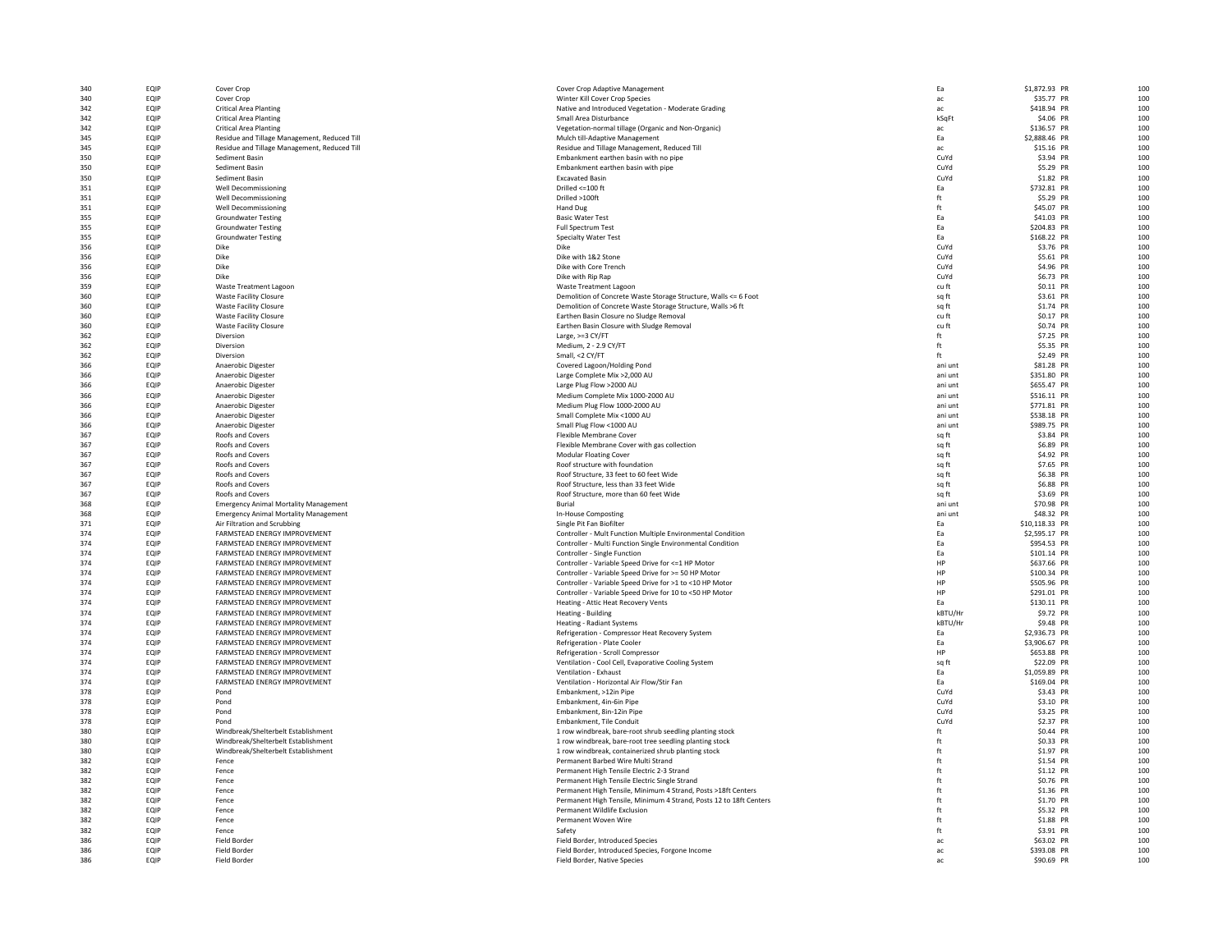| | | | | | | | |
|---|---|---|---|---|---|---|---|
| 340 | EQIP | Cover Crop | Cover Crop Adaptive Management | Ea | $1,872.93 | PR | 100 |
| 340 | EQIP | Cover Crop | Winter Kill Cover Crop Species | ac | $35.77 | PR | 100 |
| 342 | EQIP | Critical Area Planting | Native and Introduced Vegetation - Moderate Grading | ac | $418.94 | PR | 100 |
| 342 | EQIP | Critical Area Planting | Small Area Disturbance | kSqFt | $4.06 | PR | 100 |
| 342 | EQIP | Critical Area Planting | Vegetation-normal tillage (Organic and Non-Organic) | ac | $136.57 | PR | 100 |
| 345 | EQIP | Residue and Tillage Management, Reduced Till | Mulch till-Adaptive Management | Ea | $2,888.46 | PR | 100 |
| 345 | EQIP | Residue and Tillage Management, Reduced Till | Residue and Tillage Management, Reduced Till | ac | $15.16 | PR | 100 |
| 350 | EQIP | Sediment Basin | Embankment earthen basin with no pipe | CuYd | $3.94 | PR | 100 |
| 350 | EQIP | Sediment Basin | Embankment earthen basin with pipe | CuYd | $5.29 | PR | 100 |
| 350 | EQIP | Sediment Basin | Excavated Basin | CuYd | $1.82 | PR | 100 |
| 351 | EQIP | Well Decommissioning | Drilled <=100 ft | Ea | $732.81 | PR | 100 |
| 351 | EQIP | Well Decommissioning | Drilled >100ft | ft | $5.29 | PR | 100 |
| 351 | EQIP | Well Decommissioning | Hand Dug | ft | $45.07 | PR | 100 |
| 355 | EQIP | Groundwater Testing | Basic Water Test | Ea | $41.03 | PR | 100 |
| 355 | EQIP | Groundwater Testing | Full Spectrum Test | Ea | $204.83 | PR | 100 |
| 355 | EQIP | Groundwater Testing | Specialty Water Test | Ea | $168.22 | PR | 100 |
| 356 | EQIP | Dike | Dike | CuYd | $3.76 | PR | 100 |
| 356 | EQIP | Dike | Dike with 1&2 Stone | CuYd | $5.61 | PR | 100 |
| 356 | EQIP | Dike | Dike with Core Trench | CuYd | $4.96 | PR | 100 |
| 356 | EQIP | Dike | Dike with Rip Rap | CuYd | $6.73 | PR | 100 |
| 359 | EQIP | Waste Treatment Lagoon | Waste Treatment Lagoon | cu ft | $0.11 | PR | 100 |
| 360 | EQIP | Waste Facility Closure | Demolition of Concrete Waste Storage Structure, Walls <= 6 Foot | sq ft | $3.61 | PR | 100 |
| 360 | EQIP | Waste Facility Closure | Demolition of Concrete Waste Storage Structure, Walls >6 ft | sq ft | $1.74 | PR | 100 |
| 360 | EQIP | Waste Facility Closure | Earthen Basin Closure no Sludge Removal | cu ft | $0.17 | PR | 100 |
| 360 | EQIP | Waste Facility Closure | Earthen Basin Closure with Sludge Removal | cu ft | $0.74 | PR | 100 |
| 362 | EQIP | Diversion | Large, >=3 CY/FT | ft | $7.25 | PR | 100 |
| 362 | EQIP | Diversion | Medium, 2 - 2.9 CY/FT | ft | $5.35 | PR | 100 |
| 362 | EQIP | Diversion | Small, <2 CY/FT | ft | $2.49 | PR | 100 |
| 366 | EQIP | Anaerobic Digester | Covered Lagoon/Holding Pond | ani unt | $81.28 | PR | 100 |
| 366 | EQIP | Anaerobic Digester | Large Complete Mix >2,000 AU | ani unt | $351.80 | PR | 100 |
| 366 | EQIP | Anaerobic Digester | Large Plug Flow >2000 AU | ani unt | $655.47 | PR | 100 |
| 366 | EQIP | Anaerobic Digester | Medium Complete Mix 1000-2000 AU | ani unt | $516.11 | PR | 100 |
| 366 | EQIP | Anaerobic Digester | Medium Plug Flow 1000-2000 AU | ani unt | $771.81 | PR | 100 |
| 366 | EQIP | Anaerobic Digester | Small Complete Mix <1000 AU | ani unt | $538.18 | PR | 100 |
| 366 | EQIP | Anaerobic Digester | Small Plug Flow <1000 AU | ani unt | $989.75 | PR | 100 |
| 367 | EQIP | Roofs and Covers | Flexible Membrane Cover | sq ft | $3.84 | PR | 100 |
| 367 | EQIP | Roofs and Covers | Flexible Membrane Cover with gas collection | sq ft | $6.89 | PR | 100 |
| 367 | EQIP | Roofs and Covers | Modular Floating Cover | sq ft | $4.92 | PR | 100 |
| 367 | EQIP | Roofs and Covers | Roof structure with foundation | sq ft | $7.65 | PR | 100 |
| 367 | EQIP | Roofs and Covers | Roof Structure, 33 feet to 60 feet Wide | sq ft | $6.38 | PR | 100 |
| 367 | EQIP | Roofs and Covers | Roof Structure, less than 33 feet Wide | sq ft | $6.88 | PR | 100 |
| 367 | EQIP | Roofs and Covers | Roof Structure, more than 60 feet Wide | sq ft | $3.69 | PR | 100 |
| 368 | EQIP | Emergency Animal Mortality Management | Burial | ani unt | $70.98 | PR | 100 |
| 368 | EQIP | Emergency Animal Mortality Management | In-House Composting | ani unt | $48.32 | PR | 100 |
| 371 | EQIP | Air Filtration and Scrubbing | Single Pit Fan Biofilter | Ea | $10,118.33 | PR | 100 |
| 374 | EQIP | FARMSTEAD ENERGY IMPROVEMENT | Controller - Mult Function Multiple Environmental Condition | Ea | $2,595.17 | PR | 100 |
| 374 | EQIP | FARMSTEAD ENERGY IMPROVEMENT | Controller - Multi Function Single Environmental Condition | Ea | $954.53 | PR | 100 |
| 374 | EQIP | FARMSTEAD ENERGY IMPROVEMENT | Controller - Single Function | Ea | $101.14 | PR | 100 |
| 374 | EQIP | FARMSTEAD ENERGY IMPROVEMENT | Controller - Variable Speed Drive for <=1 HP Motor | HP | $637.66 | PR | 100 |
| 374 | EQIP | FARMSTEAD ENERGY IMPROVEMENT | Controller - Variable Speed Drive for >= 50 HP Motor | HP | $100.34 | PR | 100 |
| 374 | EQIP | FARMSTEAD ENERGY IMPROVEMENT | Controller - Variable Speed Drive for >1 to <10 HP Motor | HP | $505.96 | PR | 100 |
| 374 | EQIP | FARMSTEAD ENERGY IMPROVEMENT | Controller - Variable Speed Drive for 10 to <50 HP Motor | HP | $291.01 | PR | 100 |
| 374 | EQIP | FARMSTEAD ENERGY IMPROVEMENT | Heating - Attic Heat Recovery Vents | Ea | $130.11 | PR | 100 |
| 374 | EQIP | FARMSTEAD ENERGY IMPROVEMENT | Heating - Building | kBTU/Hr | $9.72 | PR | 100 |
| 374 | EQIP | FARMSTEAD ENERGY IMPROVEMENT | Heating - Radiant Systems | kBTU/Hr | $9.48 | PR | 100 |
| 374 | EQIP | FARMSTEAD ENERGY IMPROVEMENT | Refrigeration - Compressor Heat Recovery System | Ea | $2,936.73 | PR | 100 |
| 374 | EQIP | FARMSTEAD ENERGY IMPROVEMENT | Refrigeration - Plate Cooler | Ea | $3,906.67 | PR | 100 |
| 374 | EQIP | FARMSTEAD ENERGY IMPROVEMENT | Refrigeration - Scroll Compressor | HP | $653.88 | PR | 100 |
| 374 | EQIP | FARMSTEAD ENERGY IMPROVEMENT | Ventilation - Cool Cell, Evaporative Cooling System | sq ft | $22.09 | PR | 100 |
| 374 | EQIP | FARMSTEAD ENERGY IMPROVEMENT | Ventilation - Exhaust | Ea | $1,059.89 | PR | 100 |
| 374 | EQIP | FARMSTEAD ENERGY IMPROVEMENT | Ventilation - Horizontal Air Flow/Stir Fan | Ea | $169.04 | PR | 100 |
| 378 | EQIP | Pond | Embankment, >12in Pipe | CuYd | $3.43 | PR | 100 |
| 378 | EQIP | Pond | Embankment, 4in-6in Pipe | CuYd | $3.10 | PR | 100 |
| 378 | EQIP | Pond | Embankment, 8in-12in Pipe | CuYd | $3.25 | PR | 100 |
| 378 | EQIP | Pond | Embankment, Tile Conduit | CuYd | $2.37 | PR | 100 |
| 380 | EQIP | Windbreak/Shelterbelt Establishment | 1 row windbreak, bare-root shrub seedling planting stock | ft | $0.44 | PR | 100 |
| 380 | EQIP | Windbreak/Shelterbelt Establishment | 1 row windbreak, bare-root tree seedling planting stock | ft | $0.33 | PR | 100 |
| 380 | EQIP | Windbreak/Shelterbelt Establishment | 1 row windbreak, containerized shrub planting stock | ft | $1.97 | PR | 100 |
| 382 | EQIP | Fence | Permanent Barbed Wire Multi Strand | ft | $1.54 | PR | 100 |
| 382 | EQIP | Fence | Permanent High Tensile Electric 2-3 Strand | ft | $1.12 | PR | 100 |
| 382 | EQIP | Fence | Permanent High Tensile Electric Single Strand | ft | $0.76 | PR | 100 |
| 382 | EQIP | Fence | Permanent High Tensile, Minimum 4 Strand, Posts >18ft Centers | ft | $1.36 | PR | 100 |
| 382 | EQIP | Fence | Permanent High Tensile, Minimum 4 Strand, Posts 12 to 18ft Centers | ft | $1.70 | PR | 100 |
| 382 | EQIP | Fence | Permanent Wildlife Exclusion | ft | $5.32 | PR | 100 |
| 382 | EQIP | Fence | Permanent Woven Wire | ft | $1.88 | PR | 100 |
| 382 | EQIP | Fence | Safety | ft | $3.91 | PR | 100 |
| 386 | EQIP | Field Border | Field Border, Introduced Species | ac | $63.02 | PR | 100 |
| 386 | EQIP | Field Border | Field Border, Introduced Species, Forgone Income | ac | $393.08 | PR | 100 |
| 386 | EQIP | Field Border | Field Border, Native Species | ac | $90.69 | PR | 100 |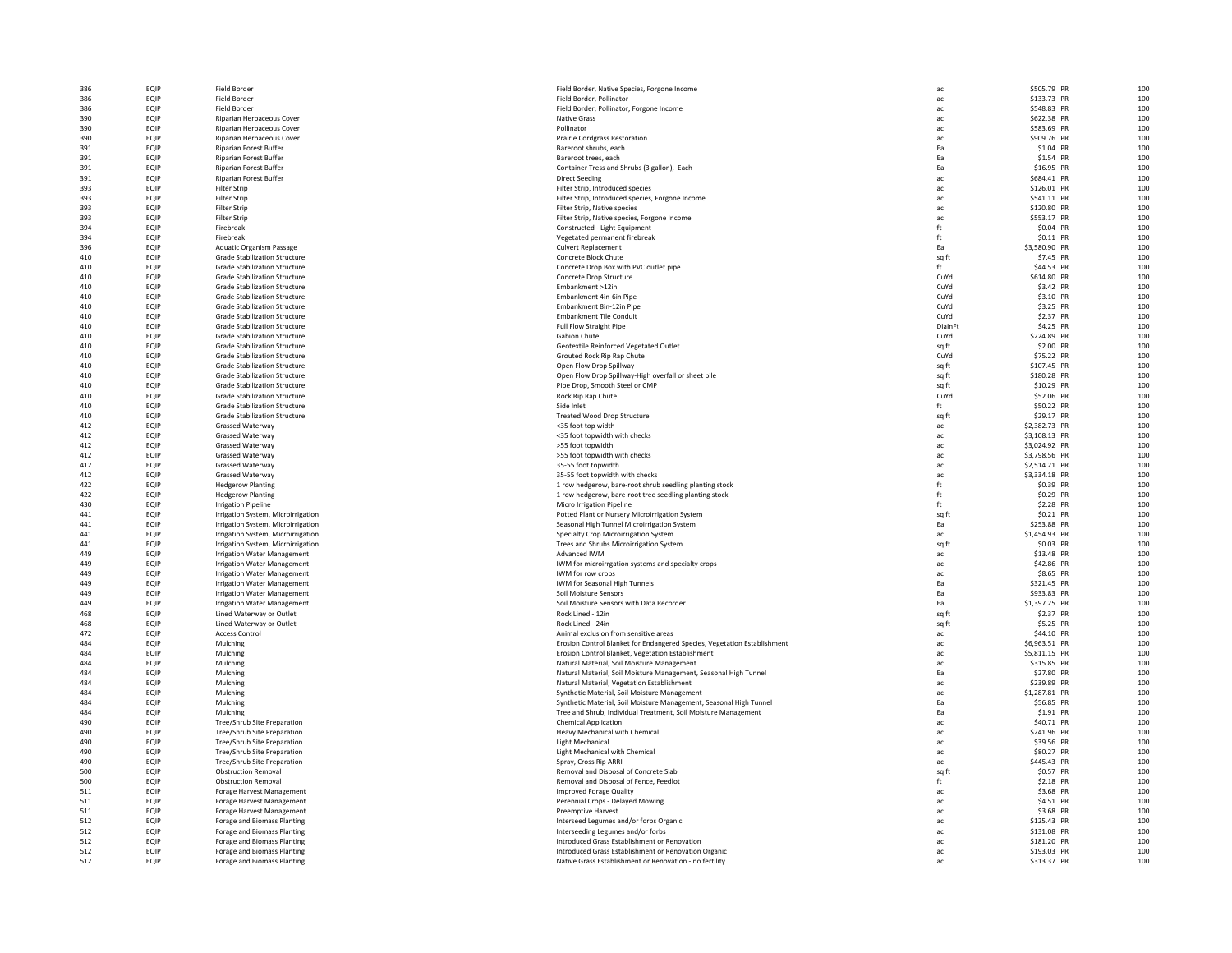| | | | | | | | |
|---|---|---|---|---|---|---|---|
| 386 | EQIP | Field Border | Field Border, Native Species, Forgone Income | ac | $505.79 | PR | 100 |
| 386 | EQIP | Field Border | Field Border, Pollinator | ac | $133.73 | PR | 100 |
| 386 | EQIP | Field Border | Field Border, Pollinator, Forgone Income | ac | $548.83 | PR | 100 |
| 390 | EQIP | Riparian Herbaceous Cover | Native Grass | ac | $622.38 | PR | 100 |
| 390 | EQIP | Riparian Herbaceous Cover | Pollinator | ac | $583.69 | PR | 100 |
| 390 | EQIP | Riparian Herbaceous Cover | Prairie Cordgrass Restoration | ac | $909.76 | PR | 100 |
| 391 | EQIP | Riparian Forest Buffer | Bareroot shrubs, each | Ea | $1.04 | PR | 100 |
| 391 | EQIP | Riparian Forest Buffer | Bareroot trees, each | Ea | $1.54 | PR | 100 |
| 391 | EQIP | Riparian Forest Buffer | Container Tress and Shrubs (3 gallon), Each | Ea | $16.95 | PR | 100 |
| 391 | EQIP | Riparian Forest Buffer | Direct Seeding | ac | $684.41 | PR | 100 |
| 393 | EQIP | Filter Strip | Filter Strip, Introduced species | ac | $126.01 | PR | 100 |
| 393 | EQIP | Filter Strip | Filter Strip, Introduced species, Forgone Income | ac | $541.11 | PR | 100 |
| 393 | EQIP | Filter Strip | Filter Strip, Native species | ac | $120.80 | PR | 100 |
| 393 | EQIP | Filter Strip | Filter Strip, Native species, Forgone Income | ac | $553.17 | PR | 100 |
| 394 | EQIP | Firebreak | Constructed - Light Equipment | ft | $0.04 | PR | 100 |
| 394 | EQIP | Firebreak | Vegetated permanent firebreak | ft | $0.11 | PR | 100 |
| 396 | EQIP | Aquatic Organism Passage | Culvert Replacement | Ea | $3,580.90 | PR | 100 |
| 410 | EQIP | Grade Stabilization Structure | Concrete Block Chute | sq ft | $7.45 | PR | 100 |
| 410 | EQIP | Grade Stabilization Structure | Concrete Drop Box with PVC outlet pipe | ft | $44.53 | PR | 100 |
| 410 | EQIP | Grade Stabilization Structure | Concrete Drop Structure | CuYd | $614.80 | PR | 100 |
| 410 | EQIP | Grade Stabilization Structure | Embankment >12in | CuYd | $3.42 | PR | 100 |
| 410 | EQIP | Grade Stabilization Structure | Embankment 4in-6in Pipe | CuYd | $3.10 | PR | 100 |
| 410 | EQIP | Grade Stabilization Structure | Embankment 8in-12in Pipe | CuYd | $3.25 | PR | 100 |
| 410 | EQIP | Grade Stabilization Structure | Embankment Tile Conduit | CuYd | $2.37 | PR | 100 |
| 410 | EQIP | Grade Stabilization Structure | Full Flow Straight Pipe | DiaInFt | $4.25 | PR | 100 |
| 410 | EQIP | Grade Stabilization Structure | Gabion Chute | CuYd | $224.89 | PR | 100 |
| 410 | EQIP | Grade Stabilization Structure | Geotextile Reinforced Vegetated Outlet | sq ft | $2.00 | PR | 100 |
| 410 | EQIP | Grade Stabilization Structure | Grouted Rock Rip Rap Chute | CuYd | $75.22 | PR | 100 |
| 410 | EQIP | Grade Stabilization Structure | Open Flow Drop Spillway | sq ft | $107.45 | PR | 100 |
| 410 | EQIP | Grade Stabilization Structure | Open Flow Drop Spillway-High overfall or sheet pile | sq ft | $180.28 | PR | 100 |
| 410 | EQIP | Grade Stabilization Structure | Pipe Drop, Smooth Steel or CMP | sq ft | $10.29 | PR | 100 |
| 410 | EQIP | Grade Stabilization Structure | Rock Rip Rap Chute | CuYd | $52.06 | PR | 100 |
| 410 | EQIP | Grade Stabilization Structure | Side Inlet | ft | $50.22 | PR | 100 |
| 410 | EQIP | Grade Stabilization Structure | Treated Wood Drop Structure | sq ft | $29.17 | PR | 100 |
| 412 | EQIP | Grassed Waterway | <35 foot top width | ac | $2,382.73 | PR | 100 |
| 412 | EQIP | Grassed Waterway | <35 foot topwidth with checks | ac | $3,108.13 | PR | 100 |
| 412 | EQIP | Grassed Waterway | >55 foot topwidth | ac | $3,024.92 | PR | 100 |
| 412 | EQIP | Grassed Waterway | >55 foot topwidth with checks | ac | $3,798.56 | PR | 100 |
| 412 | EQIP | Grassed Waterway | 35-55 foot topwidth | ac | $2,514.21 | PR | 100 |
| 412 | EQIP | Grassed Waterway | 35-55 foot topwidth with checks | ac | $3,334.18 | PR | 100 |
| 422 | EQIP | Hedgerow Planting | 1 row hedgerow, bare-root shrub seedling planting stock | ft | $0.39 | PR | 100 |
| 422 | EQIP | Hedgerow Planting | 1 row hedgerow, bare-root tree seedling planting stock | ft | $0.29 | PR | 100 |
| 430 | EQIP | Irrigation Pipeline | Micro Irrigation Pipeline | ft | $2.28 | PR | 100 |
| 441 | EQIP | Irrigation System, Microirrigation | Potted Plant or Nursery Microirrigation System | sq ft | $0.21 | PR | 100 |
| 441 | EQIP | Irrigation System, Microirrigation | Seasonal High Tunnel Microirrigation System | Ea | $253.88 | PR | 100 |
| 441 | EQIP | Irrigation System, Microirrigation | Specialty Crop Microirrigation System | ac | $1,454.93 | PR | 100 |
| 441 | EQIP | Irrigation System, Microirrigation | Trees and Shrubs Microirrigation System | sq ft | $0.03 | PR | 100 |
| 449 | EQIP | Irrigation Water Management | Advanced IWM | ac | $13.48 | PR | 100 |
| 449 | EQIP | Irrigation Water Management | IWM for microirrgation systems and specialty crops | ac | $42.86 | PR | 100 |
| 449 | EQIP | Irrigation Water Management | IWM for row crops | ac | $8.65 | PR | 100 |
| 449 | EQIP | Irrigation Water Management | IWM for Seasonal High Tunnels | Ea | $321.45 | PR | 100 |
| 449 | EQIP | Irrigation Water Management | Soil Moisture Sensors | Ea | $933.83 | PR | 100 |
| 449 | EQIP | Irrigation Water Management | Soil Moisture Sensors with Data Recorder | Ea | $1,397.25 | PR | 100 |
| 468 | EQIP | Lined Waterway or Outlet | Rock Lined - 12in | sq ft | $2.37 | PR | 100 |
| 468 | EQIP | Lined Waterway or Outlet | Rock Lined - 24in | sq ft | $5.25 | PR | 100 |
| 472 | EQIP | Access Control | Animal exclusion from sensitive areas | ac | $44.10 | PR | 100 |
| 484 | EQIP | Mulching | Erosion Control Blanket for Endangered Species, Vegetation Establishment | ac | $6,963.51 | PR | 100 |
| 484 | EQIP | Mulching | Erosion Control Blanket, Vegetation Establishment | ac | $5,811.15 | PR | 100 |
| 484 | EQIP | Mulching | Natural Material, Soil Moisture Management | ac | $315.85 | PR | 100 |
| 484 | EQIP | Mulching | Natural Material, Soil Moisture Management, Seasonal High Tunnel | Ea | $27.80 | PR | 100 |
| 484 | EQIP | Mulching | Natural Material, Vegetation Establishment | ac | $239.89 | PR | 100 |
| 484 | EQIP | Mulching | Synthetic Material, Soil Moisture Management | ac | $1,287.81 | PR | 100 |
| 484 | EQIP | Mulching | Synthetic Material, Soil Moisture Management, Seasonal High Tunnel | Ea | $56.85 | PR | 100 |
| 484 | EQIP | Mulching | Tree and Shrub, Individual Treatment, Soil Moisture Management | Ea | $1.91 | PR | 100 |
| 490 | EQIP | Tree/Shrub Site Preparation | Chemical Application | ac | $40.71 | PR | 100 |
| 490 | EQIP | Tree/Shrub Site Preparation | Heavy Mechanical with Chemical | ac | $241.96 | PR | 100 |
| 490 | EQIP | Tree/Shrub Site Preparation | Light Mechanical | ac | $39.56 | PR | 100 |
| 490 | EQIP | Tree/Shrub Site Preparation | Light Mechanical with Chemical | ac | $80.27 | PR | 100 |
| 490 | EQIP | Tree/Shrub Site Preparation | Spray, Cross Rip ARRI | ac | $445.43 | PR | 100 |
| 500 | EQIP | Obstruction Removal | Removal and Disposal of Concrete Slab | sq ft | $0.57 | PR | 100 |
| 500 | EQIP | Obstruction Removal | Removal and Disposal of Fence, Feedlot | ft | $2.18 | PR | 100 |
| 511 | EQIP | Forage Harvest Management | Improved Forage Quality | ac | $3.68 | PR | 100 |
| 511 | EQIP | Forage Harvest Management | Perennial Crops - Delayed Mowing | ac | $4.51 | PR | 100 |
| 511 | EQIP | Forage Harvest Management | Preemptive Harvest | ac | $3.68 | PR | 100 |
| 512 | EQIP | Forage and Biomass Planting | Interseed Legumes and/or forbs Organic | ac | $125.43 | PR | 100 |
| 512 | EQIP | Forage and Biomass Planting | Interseeding Legumes and/or forbs | ac | $131.08 | PR | 100 |
| 512 | EQIP | Forage and Biomass Planting | Introduced Grass Establishment or Renovation | ac | $181.20 | PR | 100 |
| 512 | EQIP | Forage and Biomass Planting | Introduced Grass Establishment or Renovation Organic | ac | $193.03 | PR | 100 |
| 512 | EQIP | Forage and Biomass Planting | Native Grass Establishment or Renovation - no fertility | ac | $313.37 | PR | 100 |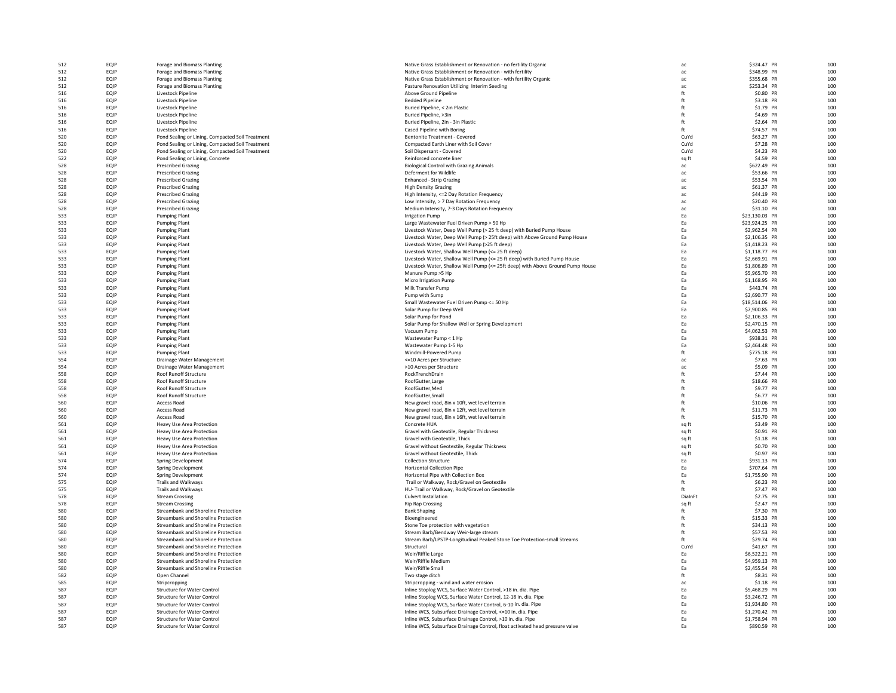| | | | | | | | |
|---|---|---|---|---|---|---|---|
| 512 | EQIP | Forage and Biomass Planting | Native Grass Establishment or Renovation - no fertility Organic | ac | $324.47 | PR | 100 |
| 512 | EQIP | Forage and Biomass Planting | Native Grass Establishment or Renovation - with fertility | ac | $348.99 | PR | 100 |
| 512 | EQIP | Forage and Biomass Planting | Native Grass Establishment or Renovation - with fertility Organic | ac | $355.68 | PR | 100 |
| 512 | EQIP | Forage and Biomass Planting | Pasture Renovation Utilizing Interim Seeding | ac | $253.34 | PR | 100 |
| 516 | EQIP | Livestock Pipeline | Above Ground Pipeline | ft | $0.80 | PR | 100 |
| 516 | EQIP | Livestock Pipeline | Bedded Pipeline | ft | $3.18 | PR | 100 |
| 516 | EQIP | Livestock Pipeline | Buried Pipeline, < 2in Plastic | ft | $1.79 | PR | 100 |
| 516 | EQIP | Livestock Pipeline | Buried Pipeline, >3in | ft | $4.69 | PR | 100 |
| 516 | EQIP | Livestock Pipeline | Buried Pipeline, 2in - 3in Plastic | ft | $2.64 | PR | 100 |
| 516 | EQIP | Livestock Pipeline | Cased Pipeline with Boring | ft | $74.57 | PR | 100 |
| 520 | EQIP | Pond Sealing or Lining, Compacted Soil Treatment | Bentonite Treatment - Covered | CuYd | $63.27 | PR | 100 |
| 520 | EQIP | Pond Sealing or Lining, Compacted Soil Treatment | Compacted Earth Liner with Soil Cover | CuYd | $7.28 | PR | 100 |
| 520 | EQIP | Pond Sealing or Lining, Compacted Soil Treatment | Soil Dispersant - Covered | CuYd | $4.23 | PR | 100 |
| 522 | EQIP | Pond Sealing or Lining, Concrete | Reinforced concrete liner | sq ft | $4.59 | PR | 100 |
| 528 | EQIP | Prescribed Grazing | Biological Control with Grazing Animals | ac | $622.49 | PR | 100 |
| 528 | EQIP | Prescribed Grazing | Deferment for Wildlife | ac | $53.66 | PR | 100 |
| 528 | EQIP | Prescribed Grazing | Enhanced - Strip Grazing | ac | $53.54 | PR | 100 |
| 528 | EQIP | Prescribed Grazing | High Density Grazing | ac | $61.37 | PR | 100 |
| 528 | EQIP | Prescribed Grazing | High Intensity, <=2 Day Rotation Frequency | ac | $44.19 | PR | 100 |
| 528 | EQIP | Prescribed Grazing | Low Intensity, > 7 Day Rotation Frequency | ac | $20.40 | PR | 100 |
| 528 | EQIP | Prescribed Grazing | Medium Intensity, 7-3 Days Rotation Frequency | ac | $31.10 | PR | 100 |
| 533 | EQIP | Pumping Plant | Irrigation Pump | Ea | $23,130.03 | PR | 100 |
| 533 | EQIP | Pumping Plant | Large Wastewater Fuel Driven Pump > 50 Hp | Ea | $23,924.25 | PR | 100 |
| 533 | EQIP | Pumping Plant | Livestock Water, Deep Well Pump (> 25 ft deep) with Buried Pump House | Ea | $2,962.54 | PR | 100 |
| 533 | EQIP | Pumping Plant | Livestock Water, Deep Well Pump (> 25ft deep) with Above Ground Pump House | Ea | $2,106.35 | PR | 100 |
| 533 | EQIP | Pumping Plant | Livestock Water, Deep Well Pump (>25 ft deep) | Ea | $1,418.23 | PR | 100 |
| 533 | EQIP | Pumping Plant | Livestock Water, Shallow Well Pump (<= 25 ft deep) | Ea | $1,118.77 | PR | 100 |
| 533 | EQIP | Pumping Plant | Livestock Water, Shallow Well Pump (<= 25 ft deep) with Buried Pump House | Ea | $2,669.91 | PR | 100 |
| 533 | EQIP | Pumping Plant | Livestock Water, Shallow Well Pump (<= 25ft deep) with Above Ground Pump House | Ea | $1,806.89 | PR | 100 |
| 533 | EQIP | Pumping Plant | Manure Pump >5 Hp | Ea | $5,965.70 | PR | 100 |
| 533 | EQIP | Pumping Plant | Micro Irrigation Pump | Ea | $1,168.95 | PR | 100 |
| 533 | EQIP | Pumping Plant | Milk Transfer Pump | Ea | $443.74 | PR | 100 |
| 533 | EQIP | Pumping Plant | Pump with Sump | Ea | $2,690.77 | PR | 100 |
| 533 | EQIP | Pumping Plant | Small Wastewater Fuel Driven Pump <= 50 Hp | Ea | $18,514.06 | PR | 100 |
| 533 | EQIP | Pumping Plant | Solar Pump for Deep Well | Ea | $7,900.85 | PR | 100 |
| 533 | EQIP | Pumping Plant | Solar Pump for Pond | Ea | $2,106.33 | PR | 100 |
| 533 | EQIP | Pumping Plant | Solar Pump for Shallow Well or Spring Development | Ea | $2,470.15 | PR | 100 |
| 533 | EQIP | Pumping Plant | Vacuum Pump | Ea | $4,062.53 | PR | 100 |
| 533 | EQIP | Pumping Plant | Wastewater Pump < 1 Hp | Ea | $938.31 | PR | 100 |
| 533 | EQIP | Pumping Plant | Wastewater Pump 1-5 Hp | Ea | $2,464.48 | PR | 100 |
| 533 | EQIP | Pumping Plant | Windmill-Powered Pump | ft | $775.18 | PR | 100 |
| 554 | EQIP | Drainage Water Management | <=10 Acres per Structure | ac | $7.63 | PR | 100 |
| 554 | EQIP | Drainage Water Management | >10 Acres per Structure | ac | $5.09 | PR | 100 |
| 558 | EQIP | Roof Runoff Structure | RockTrenchDrain | ft | $7.44 | PR | 100 |
| 558 | EQIP | Roof Runoff Structure | RoofGutter,Large | ft | $18.66 | PR | 100 |
| 558 | EQIP | Roof Runoff Structure | RoofGutter,Med | ft | $9.77 | PR | 100 |
| 558 | EQIP | Roof Runoff Structure | RoofGutter,Small | ft | $6.77 | PR | 100 |
| 560 | EQIP | Access Road | New gravel road, 8in x 10ft, wet level terrain | ft | $10.06 | PR | 100 |
| 560 | EQIP | Access Road | New gravel road, 8in x 12ft, wet level terrain | ft | $11.73 | PR | 100 |
| 560 | EQIP | Access Road | New gravel road, 8in x 16ft, wet level terrain | ft | $15.70 | PR | 100 |
| 561 | EQIP | Heavy Use Area Protection | Concrete HUA | sq ft | $3.49 | PR | 100 |
| 561 | EQIP | Heavy Use Area Protection | Gravel with Geotextile, Regular Thickness | sq ft | $0.91 | PR | 100 |
| 561 | EQIP | Heavy Use Area Protection | Gravel with Geotextile, Thick | sq ft | $1.18 | PR | 100 |
| 561 | EQIP | Heavy Use Area Protection | Gravel without Geotextile, Regular Thickness | sq ft | $0.70 | PR | 100 |
| 561 | EQIP | Heavy Use Area Protection | Gravel without Geotextile, Thick | sq ft | $0.97 | PR | 100 |
| 574 | EQIP | Spring Development | Collection Structure | Ea | $931.13 | PR | 100 |
| 574 | EQIP | Spring Development | Horizontal Collection Pipe | Ea | $707.64 | PR | 100 |
| 574 | EQIP | Spring Development | Horizontal Pipe with Collection Box | Ea | $1,755.90 | PR | 100 |
| 575 | EQIP | Trails and Walkways | Trail or Walkway, Rock/Gravel on Geotextile | ft | $6.23 | PR | 100 |
| 575 | EQIP | Trails and Walkways | HU- Trail or Walkway, Rock/Gravel on Geotextile | ft | $7.47 | PR | 100 |
| 578 | EQIP | Stream Crossing | Culvert Installation | DiaInFt | $2.75 | PR | 100 |
| 578 | EQIP | Stream Crossing | Rip Rap Crossing | sq ft | $2.47 | PR | 100 |
| 580 | EQIP | Streambank and Shoreline Protection | Bank Shaping | ft | $7.30 | PR | 100 |
| 580 | EQIP | Streambank and Shoreline Protection | Bioengineered | ft | $15.33 | PR | 100 |
| 580 | EQIP | Streambank and Shoreline Protection | Stone Toe protection with vegetation | ft | $34.13 | PR | 100 |
| 580 | EQIP | Streambank and Shoreline Protection | Stream Barb/Bendway Weir-large stream | ft | $57.53 | PR | 100 |
| 580 | EQIP | Streambank and Shoreline Protection | Stream Barb/LPSTP-Longitudinal Peaked Stone Toe Protection-small Streams | ft | $29.74 | PR | 100 |
| 580 | EQIP | Streambank and Shoreline Protection | Structural | CuYd | $41.67 | PR | 100 |
| 580 | EQIP | Streambank and Shoreline Protection | Weir/Riffle Large | Ea | $6,522.21 | PR | 100 |
| 580 | EQIP | Streambank and Shoreline Protection | Weir/Riffle Medium | Ea | $4,959.13 | PR | 100 |
| 580 | EQIP | Streambank and Shoreline Protection | Weir/Riffle Small | Ea | $2,455.54 | PR | 100 |
| 582 | EQIP | Open Channel | Two stage ditch | ft | $8.31 | PR | 100 |
| 585 | EQIP | Stripcropping | Stripcropping - wind and water erosion | ac | $1.18 | PR | 100 |
| 587 | EQIP | Structure for Water Control | Inline Stoplog WCS, Surface Water Control, >18 in. dia. Pipe | Ea | $5,468.29 | PR | 100 |
| 587 | EQIP | Structure for Water Control | Inline Stoplog WCS, Surface Water Control, 12-18 in. dia. Pipe | Ea | $3,246.72 | PR | 100 |
| 587 | EQIP | Structure for Water Control | Inline Stoplog WCS, Surface Water Control, 6-10 in. dia. Pipe | Ea | $1,934.80 | PR | 100 |
| 587 | EQIP | Structure for Water Control | Inline WCS, Subsurface Drainage Control, <=10 in. dia. Pipe | Ea | $1,270.42 | PR | 100 |
| 587 | EQIP | Structure for Water Control | Inline WCS, Subsurface Drainage Control, >10 in. dia. Pipe | Ea | $1,758.94 | PR | 100 |
| 587 | EQIP | Structure for Water Control | Inline WCS, Subsurface Drainage Control, float activated head pressure valve | Ea | $890.59 | PR | 100 |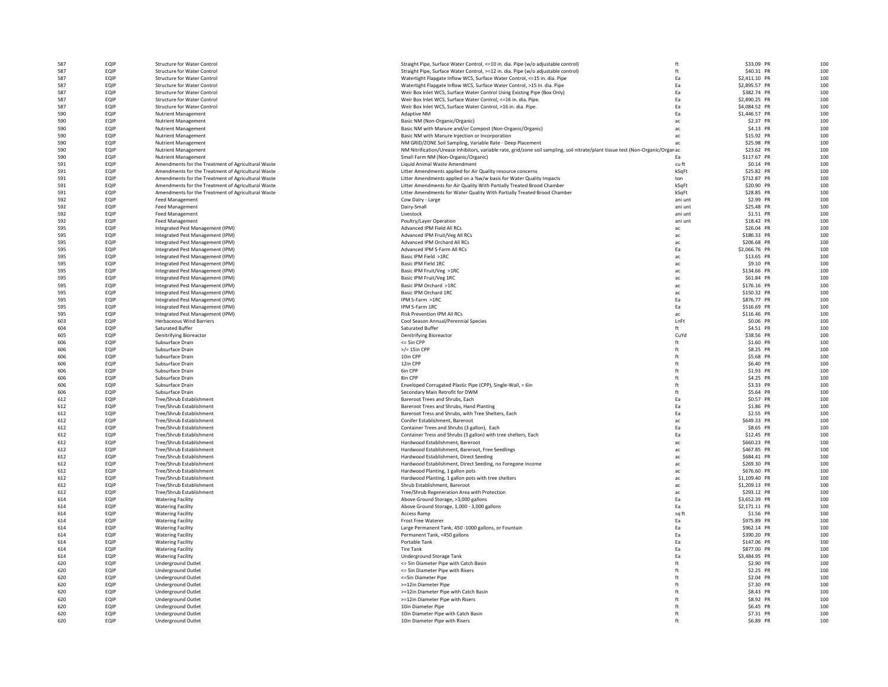| | | | | | | | |
|---|---|---|---|---|---|---|---|
| 587 | EQIP | Structure for Water Control | Straight Pipe, Surface Water Control, <=10 in. dia. Pipe (w/o adjustable control) | ft | $33.09 | PR | 100 |
| 587 | EQIP | Structure for Water Control | Straight Pipe, Surface Water Control, >=12 in. dia. Pipe (w/o adjustable control) | ft | $40.31 | PR | 100 |
| 587 | EQIP | Structure for Water Control | Watertight Flapgate Inflow WCS, Surface Water Control, <=15 in. dia. Pipe | Ea | $2,411.10 | PR | 100 |
| 587 | EQIP | Structure for Water Control | Watertight Flapgate Inflow WCS, Surface Water Control, >15 in. dia. Pipe | Ea | $2,895.57 | PR | 100 |
| 587 | EQIP | Structure for Water Control | Weir Box Inlet WCS, Surface Water Control Using Existing Pipe (Box Only) | Ea | $382.74 | PR | 100 |
| 587 | EQIP | Structure for Water Control | Weir Box Inlet WCS, Surface Water Control, <=16 in. dia. Pipe. | Ea | $2,890.25 | PR | 100 |
| 587 | EQIP | Structure for Water Control | Weir Box Inlet WCS, Surface Water Control, >16 in. dia. Pipe. | Ea | $4,084.52 | PR | 100 |
| 590 | EQIP | Nutrient Management | Adaptive NM | Ea | $1,446.57 | PR | 100 |
| 590 | EQIP | Nutrient Management | Basic NM (Non-Organic/Organic) | ac | $2.37 | PR | 100 |
| 590 | EQIP | Nutrient Management | Basic NM with Manure and/or Compost (Non-Organic/Organic) | ac | $4.13 | PR | 100 |
| 590 | EQIP | Nutrient Management | Basic NM with Manure Injection or Incorporation | ac | $15.92 | PR | 100 |
| 590 | EQIP | Nutrient Management | NM GRID/ZONE Soil Sampling, Variable Rate - Deep Placement | ac | $25.98 | PR | 100 |
| 590 | EQIP | Nutrient Management | NM Nitrification/Urease Inhibitors, variable rate, grid/zone soil sampling, soil nitrate/plant tissue test (Non-Organic/Organic) | ac | $23.62 | PR | 100 |
| 590 | EQIP | Nutrient Management | Small Farm NM (Non-Organic/Organic) | Ea | $117.67 | PR | 100 |
| 591 | EQIP | Amendments for the Treatment of Agricultural Waste | Liquid Animal Waste Amendment | cu ft | $0.14 | PR | 100 |
| 591 | EQIP | Amendments for the Treatment of Agricultural Waste | Litter Amendments applied for Air Quality resource concerns | kSqFt | $25.82 | PR | 100 |
| 591 | EQIP | Amendments for the Treatment of Agricultural Waste | Litter Amendments applied on a %w/w basis for Water Quality Impacts | ton | $712.87 | PR | 100 |
| 591 | EQIP | Amendments for the Treatment of Agricultural Waste | Litter Amendments for Air Quality With Partially Treated Brood Chamber | kSqFt | $20.90 | PR | 100 |
| 591 | EQIP | Amendments for the Treatment of Agricultural Waste | Litter Amendments for Water Quality With Partially Treated Brood Chamber | kSqFt | $28.85 | PR | 100 |
| 592 | EQIP | Feed Management | Cow Dairy - Large | ani unt | $2.99 | PR | 100 |
| 592 | EQIP | Feed Management | Dairy-Small | ani unt | $25.48 | PR | 100 |
| 592 | EQIP | Feed Management | Livestock | ani unt | $1.51 | PR | 100 |
| 592 | EQIP | Feed Management | Poultry/Layer Operation | ani unt | $18.42 | PR | 100 |
| 595 | EQIP | Integrated Pest Management (IPM) | Advanced IPM Field All RCs | ac | $26.04 | PR | 100 |
| 595 | EQIP | Integrated Pest Management (IPM) | Advanced IPM Fruit/Veg All RCs | ac | $186.33 | PR | 100 |
| 595 | EQIP | Integrated Pest Management (IPM) | Advanced IPM Orchard All RCs | ac | $206.68 | PR | 100 |
| 595 | EQIP | Integrated Pest Management (IPM) | Advanced IPM S-Farm All RCs | Ea | $2,066.76 | PR | 100 |
| 595 | EQIP | Integrated Pest Management (IPM) | Basic IPM Field >1RC | ac | $13.65 | PR | 100 |
| 595 | EQIP | Integrated Pest Management (IPM) | Basic IPM Field 1RC | ac | $9.10 | PR | 100 |
| 595 | EQIP | Integrated Pest Management (IPM) | Basic IPM Fruit/Veg >1RC | ac | $134.66 | PR | 100 |
| 595 | EQIP | Integrated Pest Management (IPM) | Basic IPM Fruit/Veg 1RC | ac | $61.84 | PR | 100 |
| 595 | EQIP | Integrated Pest Management (IPM) | Basic IPM Orchard >1RC | ac | $176.16 | PR | 100 |
| 595 | EQIP | Integrated Pest Management (IPM) | Basic IPM Orchard 1RC | ac | $150.32 | PR | 100 |
| 595 | EQIP | Integrated Pest Management (IPM) | IPM S-Farm >1RC | Ea | $876.77 | PR | 100 |
| 595 | EQIP | Integrated Pest Management (IPM) | IPM S-Farm 1RC | Ea | $516.69 | PR | 100 |
| 595 | EQIP | Integrated Pest Management (IPM) | Risk Prevention IPM All RCs | ac | $116.46 | PR | 100 |
| 603 | EQIP | Herbaceous Wind Barriers | Cool Season Annual/Perennial Species | LnFt | $0.06 | PR | 100 |
| 604 | EQIP | Saturated Buffer | Saturated Buffer | ft | $4.51 | PR | 100 |
| 605 | EQIP | Denitrifying Bioreactor | Denitrifying Bioreactor | CuYd | $38.56 | PR | 100 |
| 606 | EQIP | Subsurface Drain | <= 5in CPP | ft | $1.60 | PR | 100 |
| 606 | EQIP | Subsurface Drain | >/= 15in CPP | ft | $8.25 | PR | 100 |
| 606 | EQIP | Subsurface Drain | 10in CPP | ft | $5.68 | PR | 100 |
| 606 | EQIP | Subsurface Drain | 12in CPP | ft | $6.40 | PR | 100 |
| 606 | EQIP | Subsurface Drain | 6in CPP | ft | $1.93 | PR | 100 |
| 606 | EQIP | Subsurface Drain | 8in CPP | ft | $4.25 | PR | 100 |
| 606 | EQIP | Subsurface Drain | Enveloped Corrugated Plastic Pipe (CPP), Single-Wall, = 6in | ft | $3.33 | PR | 100 |
| 606 | EQIP | Subsurface Drain | Secondary Main Retrofit for DWM | ft | $5.64 | PR | 100 |
| 612 | EQIP | Tree/Shrub Establishment | Bareroot Trees and Shrubs, Each | Ea | $0.57 | PR | 100 |
| 612 | EQIP | Tree/Shrub Establishment | Bareroot Trees and Shrubs, Hand Planting | Ea | $1.86 | PR | 100 |
| 612 | EQIP | Tree/Shrub Establishment | Bareroot Tress and Shrubs, with Tree Shelters, Each | Ea | $2.55 | PR | 100 |
| 612 | EQIP | Tree/Shrub Establishment | Conifer Establishment, Bareroot | ac | $649.33 | PR | 100 |
| 612 | EQIP | Tree/Shrub Establishment | Container Trees and Shrubs (3 gallon), Each | Ea | $8.65 | PR | 100 |
| 612 | EQIP | Tree/Shrub Establishment | Container Tress and Shrubs (3 gallon) with tree shelters, Each | Ea | $12.45 | PR | 100 |
| 612 | EQIP | Tree/Shrub Establishment | Hardwood Establishment, Bareroot | ac | $660.23 | PR | 100 |
| 612 | EQIP | Tree/Shrub Establishment | Hardwood Establishment, Bareroot, Free Seedlings | ac | $467.85 | PR | 100 |
| 612 | EQIP | Tree/Shrub Establishment | Hardwood Establishment, Direct Seeding | ac | $684.41 | PR | 100 |
| 612 | EQIP | Tree/Shrub Establishment | Hardwood Establishment, Direct Seeding, no Foregone Income | ac | $269.30 | PR | 100 |
| 612 | EQIP | Tree/Shrub Establishment | Hardwood Planting, 1 gallon pots | ac | $676.60 | PR | 100 |
| 612 | EQIP | Tree/Shrub Establishment | Hardwood Planting, 1 gallon pots with tree shelters | ac | $1,109.40 | PR | 100 |
| 612 | EQIP | Tree/Shrub Establishment | Shrub Establishment, Bareroot | ac | $1,209.13 | PR | 100 |
| 612 | EQIP | Tree/Shrub Establishment | Tree/Shrub Regeneration Area with Protection | ac | $293.12 | PR | 100 |
| 614 | EQIP | Watering Facility | Above Ground Storage, >3,000 gallons | Ea | $3,652.39 | PR | 100 |
| 614 | EQIP | Watering Facility | Above Ground Storage, 1,000 - 3,000 gallons | Ea | $2,171.11 | PR | 100 |
| 614 | EQIP | Watering Facility | Access Ramp | sq ft | $1.56 | PR | 100 |
| 614 | EQIP | Watering Facility | Frost Free Waterer | Ea | $975.89 | PR | 100 |
| 614 | EQIP | Watering Facility | Large Permanent Tank, 450 -1000 gallons, or Fountain | Ea | $962.14 | PR | 100 |
| 614 | EQIP | Watering Facility | Permanent Tank, <450 gallons | Ea | $390.20 | PR | 100 |
| 614 | EQIP | Watering Facility | Portable Tank | Ea | $147.06 | PR | 100 |
| 614 | EQIP | Watering Facility | Tire Tank | Ea | $877.00 | PR | 100 |
| 614 | EQIP | Watering Facility | Underground Storage Tank | Ea | $3,484.95 | PR | 100 |
| 620 | EQIP | Underground Outlet | <= 5in Diameter Pipe with Catch Basin | ft | $2.90 | PR | 100 |
| 620 | EQIP | Underground Outlet | <= 5in Diameter Pipe with Risers | ft | $2.25 | PR | 100 |
| 620 | EQIP | Underground Outlet | <=5in Diameter Pipe | ft | $2.04 | PR | 100 |
| 620 | EQIP | Underground Outlet | >=12in Diameter Pipe | ft | $7.30 | PR | 100 |
| 620 | EQIP | Underground Outlet | >=12in Diameter Pipe with Catch Basin | ft | $8.43 | PR | 100 |
| 620 | EQIP | Underground Outlet | >=12in Diameter Pipe with Risers | ft | $8.92 | PR | 100 |
| 620 | EQIP | Underground Outlet | 10in Diameter Pipe | ft | $6.45 | PR | 100 |
| 620 | EQIP | Underground Outlet | 10in Diameter Pipe with Catch Basin | ft | $7.31 | PR | 100 |
| 620 | EQIP | Underground Outlet | 10in Diameter Pipe with Risers | ft | $6.89 | PR | 100 |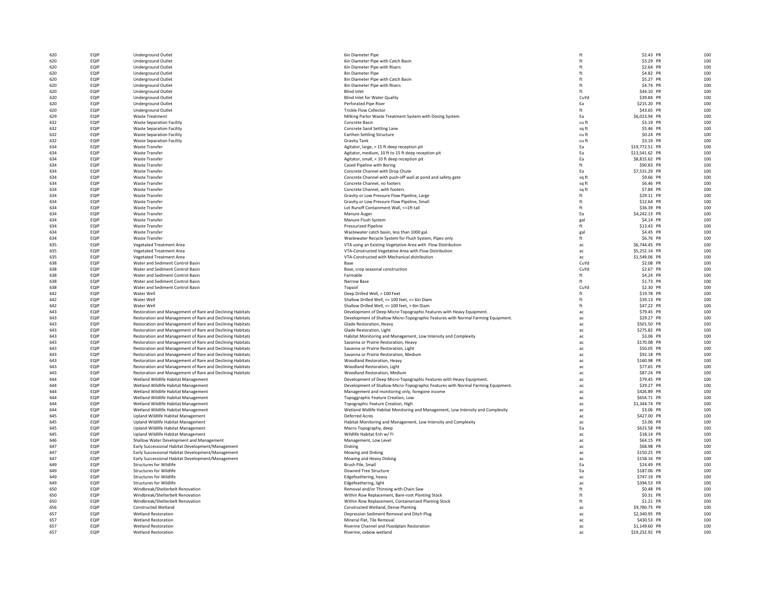| | | | | | | | |
|---|---|---|---|---|---|---|---|
| 620 | EQIP | Underground Outlet | 6in Diameter Pipe | ft | $2.43 | PR | 100 |
| 620 | EQIP | Underground Outlet | 6in Diameter Pipe with Catch Basin | ft | $3.29 | PR | 100 |
| 620 | EQIP | Underground Outlet | 6in Diameter Pipe with Risers | ft | $2.64 | PR | 100 |
| 620 | EQIP | Underground Outlet | 8in Diameter Pipe | ft | $4.82 | PR | 100 |
| 620 | EQIP | Underground Outlet | 8in Diameter Pipe with Catch Basin | ft | $5.27 | PR | 100 |
| 620 | EQIP | Underground Outlet | 8in Diameter Pipe with Risers | ft | $4.74 | PR | 100 |
| 620 | EQIP | Underground Outlet | Blind Inlet | ft | $44.10 | PR | 100 |
| 620 | EQIP | Underground Outlet | Blind Inlet for Water Quality | CuYd | $39.84 | PR | 100 |
| 620 | EQIP | Underground Outlet | Perforated Pipe Riser | Ea | $215.20 | PR | 100 |
| 620 | EQIP | Underground Outlet | Trickle Flow Collector | ft | $43.65 | PR | 100 |
| 629 | EQIP | Waste Treatment | Milking Parlor Waste Treatment System with Dosing System | Ea | $6,023.94 | PR | 100 |
| 632 | EQIP | Waste Separation Facility | Concrete Basin | cu ft | $3.19 | PR | 100 |
| 632 | EQIP | Waste Separation Facility | Concrete Sand Settling Lane | sq ft | $5.46 | PR | 100 |
| 632 | EQIP | Waste Separation Facility | Earthen Settling Structure | cu ft | $0.24 | PR | 100 |
| 632 | EQIP | Waste Separation Facility | Gravity Tank | cu ft | $3.19 | PR | 100 |
| 634 | EQIP | Waste Transfer | Agitator, large, > 15 ft deep reception pit | Ea | $19,772.51 | PR | 100 |
| 634 | EQIP | Waste Transfer | Agitator, medium, 10 ft to 15 ft deep reception pit | Ea | $13,541.62 | PR | 100 |
| 634 | EQIP | Waste Transfer | Agitator, small, < 10 ft deep reception pit | Ea | $8,815.62 | PR | 100 |
| 634 | EQIP | Waste Transfer | Cased Pipeline with Boring | ft | $90.83 | PR | 100 |
| 634 | EQIP | Waste Transfer | Concrete Channel with Drop Chute | Ea | $7,531.29 | PR | 100 |
| 634 | EQIP | Waste Transfer | Concrete Channel with push-off wall at pond and safety gate | sq ft | $9.66 | PR | 100 |
| 634 | EQIP | Waste Transfer | Concrete Channel, no footers | sq ft | $6.46 | PR | 100 |
| 634 | EQIP | Waste Transfer | Concrete Channel, with footers | sq ft | $7.84 | PR | 100 |
| 634 | EQIP | Waste Transfer | Gravity or Low Pressure Flow Pipeline, Large | ft | $29.11 | PR | 100 |
| 634 | EQIP | Waste Transfer | Gravity or Low Pressure Flow Pipeline, Small | ft | $12.64 | PR | 100 |
| 634 | EQIP | Waste Transfer | Lot Runoff Containment Wall, <=1ft tall | ft | $36.39 | PR | 100 |
| 634 | EQIP | Waste Transfer | Manure Auger | Ea | $4,242.13 | PR | 100 |
| 634 | EQIP | Waste Transfer | Manure Flush System | gal | $4.14 | PR | 100 |
| 634 | EQIP | Waste Transfer | Pressurized Pipeline | ft | $13.43 | PR | 100 |
| 634 | EQIP | Waste Transfer | Wastewater catch basin, less than 1000 gal. | gal | $4.45 | PR | 100 |
| 634 | EQIP | Waste Transfer | Wastewater Recycle System for Flush System, Pipes only | ft | $6.76 | PR | 100 |
| 635 | EQIP | Vegetated Treatment Area | VTA using an Existing Vegetative Area with Flow Distribution | ac | $6,744.45 | PR | 100 |
| 635 | EQIP | Vegetated Treatment Area | VTA-Constructed Vegetative Area with Flow Distribution | ac | $5,252.14 | PR | 100 |
| 635 | EQIP | Vegetated Treatment Area | VTA-Constructed with Mechanical distribution | ac | $1,549.06 | PR | 100 |
| 638 | EQIP | Water and Sediment Control Basin | Base | CuYd | $2.08 | PR | 100 |
| 638 | EQIP | Water and Sediment Control Basin | Base, crop seasonal construction | CuYd | $2.67 | PR | 100 |
| 638 | EQIP | Water and Sediment Control Basin | Farmable | ft | $4.24 | PR | 100 |
| 638 | EQIP | Water and Sediment Control Basin | Narrow Base | ft | $1.73 | PR | 100 |
| 638 | EQIP | Water and Sediment Control Basin | Topsoil | CuYd | $2.30 | PR | 100 |
| 642 | EQIP | Water Well | Deep Drilled Well, > 100 Feet | ft | $19.78 | PR | 100 |
| 642 | EQIP | Water Well | Shallow Drilled Well, <= 100 feet, <= 6in Diam | ft | $39.13 | PR | 100 |
| 642 | EQIP | Water Well | Shallow Drilled Well, <= 100 feet, > 6in Diam | ft | $47.22 | PR | 100 |
| 643 | EQIP | Restoration and Management of Rare and Declining Habitats | Development of Deep Micro-Topographic Features with Heavy Equipment. | ac | $79.45 | PR | 100 |
| 643 | EQIP | Restoration and Management of Rare and Declining Habitats | Development of Shallow Micro-Topographic Features with Normal Farming Equipment. | ac | $29.27 | PR | 100 |
| 643 | EQIP | Restoration and Management of Rare and Declining Habitats | Glade Restoration, Heavy | ac | $501.50 | PR | 100 |
| 643 | EQIP | Restoration and Management of Rare and Declining Habitats | Glade Restoration, Light | ac | $275.82 | PR | 100 |
| 643 | EQIP | Restoration and Management of Rare and Declining Habitats | Habitat Monitoring and Management, Low Intensity and Complexity | ac | $3.06 | PR | 100 |
| 643 | EQIP | Restoration and Management of Rare and Declining Habitats | Savanna or Prairie Restoration, Heavy | ac | $170.08 | PR | 100 |
| 643 | EQIP | Restoration and Management of Rare and Declining Habitats | Savanna or Prairie Restoration, Light | ac | $50.05 | PR | 100 |
| 643 | EQIP | Restoration and Management of Rare and Declining Habitats | Savanna or Prairie Restoration, Medium | ac | $92.18 | PR | 100 |
| 643 | EQIP | Restoration and Management of Rare and Declining Habitats | Woodland Restoration, Heavy | ac | $160.98 | PR | 100 |
| 643 | EQIP | Restoration and Management of Rare and Declining Habitats | Woodland Restoration, Light | ac | $77.65 | PR | 100 |
| 643 | EQIP | Restoration and Management of Rare and Declining Habitats | Woodland Restoration, Medium | ac | $87.24 | PR | 100 |
| 644 | EQIP | Wetland Wildlife Habitat Management | Development of Deep Micro-Topographic Features with Heavy Equipment. | ac | $79.45 | PR | 100 |
| 644 | EQIP | Wetland Wildlife Habitat Management | Development of Shallow Micro-Topographic Features with Normal Farming Equipment. | ac | $29.27 | PR | 100 |
| 644 | EQIP | Wetland Wildlife Habitat Management | Management and monitoring only, foregone income | ac | $426.89 | PR | 100 |
| 644 | EQIP | Wetland Wildlife Habitat Management | Topopgraphic Feature Creation, Low | ac | $654.71 | PR | 100 |
| 644 | EQIP | Wetland Wildlife Habitat Management | Topographic Feature Creation, High | ac | $1,344.74 | PR | 100 |
| 644 | EQIP | Wetland Wildlife Habitat Management | Wetland Widlife Habitat Monitoring and Management, Low Intensity and Complexity | ac | $3.06 | PR | 100 |
| 645 | EQIP | Upland Wildlife Habitat Management | Deferred Acres | ac | $427.00 | PR | 100 |
| 645 | EQIP | Upland Wildlife Habitat Management | Habitat Monitoring and Management, Low Intensity and Complexity | ac | $3.06 | PR | 100 |
| 645 | EQIP | Upland Wildlife Habitat Management | Macro Topography, deep | Ea | $623.58 | PR | 100 |
| 645 | EQIP | Upland Wildlife Habitat Management | Wildlife Habitat Enh w/ FI | ac | $18.14 | PR | 100 |
| 646 | EQIP | Shallow Water Development and Management | Management, Low Level | ac | $64.15 | PR | 100 |
| 647 | EQIP | Early Successional Habitat Development/Management | Disking | ac | $68.98 | PR | 100 |
| 647 | EQIP | Early Successional Habitat Development/Management | Mowing and Disking | ac | $150.25 | PR | 100 |
| 647 | EQIP | Early Successional Habitat Development/Management | Mowing and Heavy Disking | ac | $158.16 | PR | 100 |
| 649 | EQIP | Structures for Wildlife | Brush Pile, Small | Ea | $24.49 | PR | 100 |
| 649 | EQIP | Structures for Wildlife | Downed Tree Structure | Ea | $187.06 | PR | 100 |
| 649 | EQIP | Structures for Wildlife | Edgefeathering, heavy | ac | $747.19 | PR | 100 |
| 649 | EQIP | Structures for Wildlife | Edgefeathering, light | ac | $394.53 | PR | 100 |
| 650 | EQIP | Windbreak/Shelterbelt Renovation | Removal and/or Thinning with Chain Saw | ft | $0.48 | PR | 100 |
| 650 | EQIP | Windbreak/Shelterbelt Renovation | Within Row Replacement, Bare-root Planting Stock | ft | $0.31 | PR | 100 |
| 650 | EQIP | Windbreak/Shelterbelt Renovation | Within Row Replacement, Containerized Planting Stock | ft | $1.21 | PR | 100 |
| 656 | EQIP | Constructed Wetland | Constructed Wetland, Dense Planting | ac | $9,780.75 | PR | 100 |
| 657 | EQIP | Wetland Restoration | Depression Sediment Removal and Ditch Plug | ac | $2,340.95 | PR | 100 |
| 657 | EQIP | Wetland Restoration | Mineral Flat, Tile Removal | ac | $430.53 | PR | 100 |
| 657 | EQIP | Wetland Restoration | Riverine Channel and Floodplain Restoration | ac | $1,149.60 | PR | 100 |
| 657 | EQIP | Wetland Restoration | Riverine, oxbow wetland | ac | $19,232.92 | PR | 100 |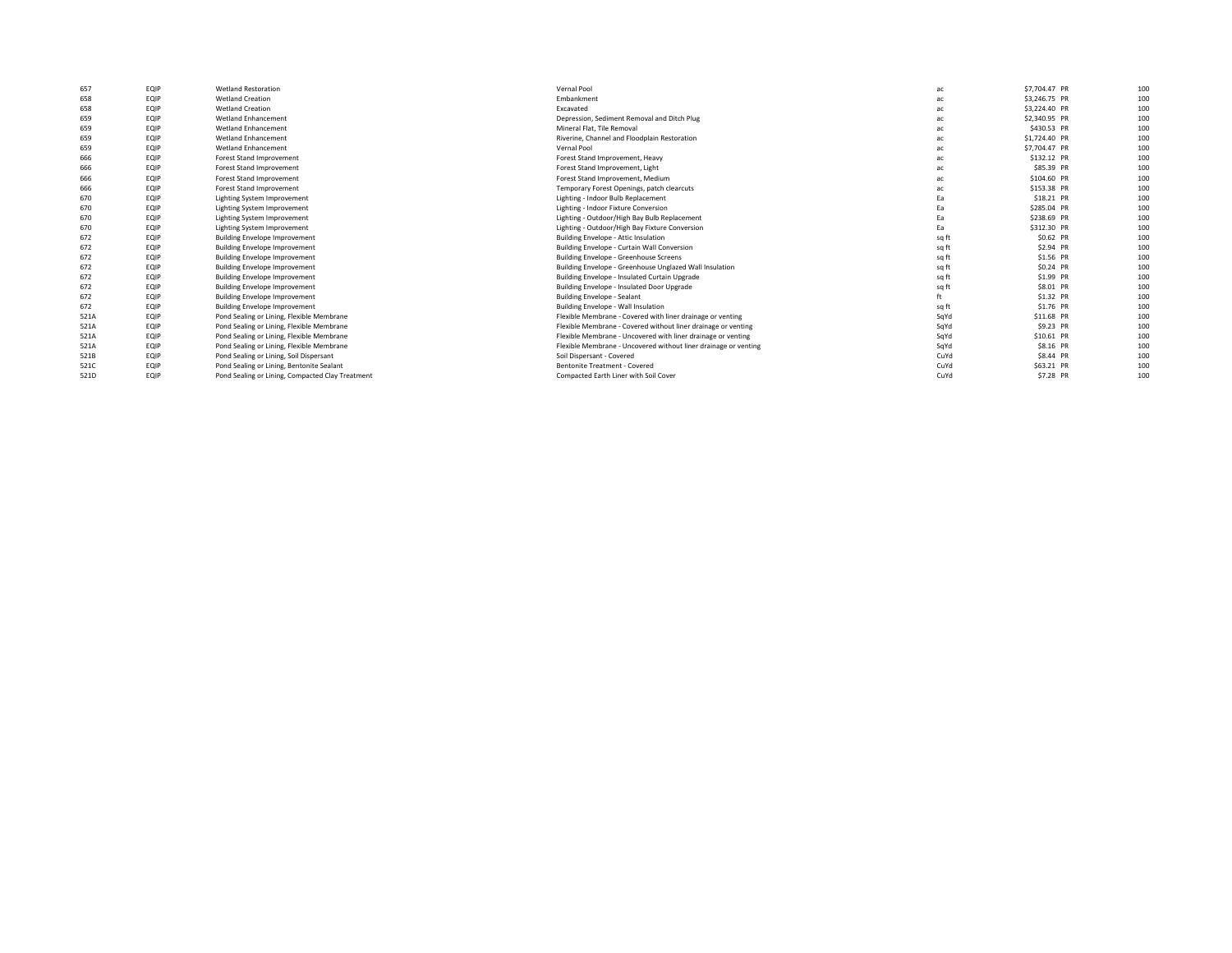| | | | | | | | |
|---|---|---|---|---|---|---|---|
| 657 | EQIP | Wetland Restoration | Vernal Pool | ac | $7,704.47 | PR | 100 |
| 658 | EQIP | Wetland Creation | Embankment | ac | $3,246.75 | PR | 100 |
| 658 | EQIP | Wetland Creation | Excavated | ac | $3,224.40 | PR | 100 |
| 659 | EQIP | Wetland Enhancement | Depression, Sediment Removal and Ditch Plug | ac | $2,340.95 | PR | 100 |
| 659 | EQIP | Wetland Enhancement | Mineral Flat, Tile Removal | ac | $430.53 | PR | 100 |
| 659 | EQIP | Wetland Enhancement | Riverine, Channel and Floodplain Restoration | ac | $1,724.40 | PR | 100 |
| 659 | EQIP | Wetland Enhancement | Vernal Pool | ac | $7,704.47 | PR | 100 |
| 666 | EQIP | Forest Stand Improvement | Forest Stand Improvement, Heavy | ac | $132.12 | PR | 100 |
| 666 | EQIP | Forest Stand Improvement | Forest Stand Improvement, Light | ac | $85.39 | PR | 100 |
| 666 | EQIP | Forest Stand Improvement | Forest Stand Improvement, Medium | ac | $104.60 | PR | 100 |
| 666 | EQIP | Forest Stand Improvement | Temporary Forest Openings, patch clearcuts | ac | $153.38 | PR | 100 |
| 670 | EQIP | Lighting System Improvement | Lighting - Indoor Bulb Replacement | Ea | $18.21 | PR | 100 |
| 670 | EQIP | Lighting System Improvement | Lighting - Indoor Fixture Conversion | Ea | $285.04 | PR | 100 |
| 670 | EQIP | Lighting System Improvement | Lighting - Outdoor/High Bay Bulb Replacement | Ea | $238.69 | PR | 100 |
| 670 | EQIP | Lighting System Improvement | Lighting - Outdoor/High Bay Fixture Conversion | Ea | $312.30 | PR | 100 |
| 672 | EQIP | Building Envelope Improvement | Building Envelope - Attic Insulation | sq ft | $0.62 | PR | 100 |
| 672 | EQIP | Building Envelope Improvement | Building Envelope - Curtain Wall Conversion | sq ft | $2.94 | PR | 100 |
| 672 | EQIP | Building Envelope Improvement | Building Envelope - Greenhouse Screens | sq ft | $1.56 | PR | 100 |
| 672 | EQIP | Building Envelope Improvement | Building Envelope - Greenhouse Unglazed Wall Insulation | sq ft | $0.24 | PR | 100 |
| 672 | EQIP | Building Envelope Improvement | Building Envelope - Insulated Curtain Upgrade | sq ft | $1.99 | PR | 100 |
| 672 | EQIP | Building Envelope Improvement | Building Envelope - Insulated Door Upgrade | sq ft | $8.01 | PR | 100 |
| 672 | EQIP | Building Envelope Improvement | Building Envelope - Sealant | ft | $1.32 | PR | 100 |
| 672 | EQIP | Building Envelope Improvement | Building Envelope - Wall Insulation | sq ft | $1.76 | PR | 100 |
| 521A | EQIP | Pond Sealing or Lining, Flexible Membrane | Flexible Membrane - Covered with liner drainage or venting | SqYd | $11.68 | PR | 100 |
| 521A | EQIP | Pond Sealing or Lining, Flexible Membrane | Flexible Membrane - Covered without liner drainage or venting | SqYd | $9.23 | PR | 100 |
| 521A | EQIP | Pond Sealing or Lining, Flexible Membrane | Flexible Membrane - Uncovered with liner drainage or venting | SqYd | $10.61 | PR | 100 |
| 521A | EQIP | Pond Sealing or Lining, Flexible Membrane | Flexible Membrane - Uncovered without liner drainage or venting | SqYd | $8.16 | PR | 100 |
| 521B | EQIP | Pond Sealing or Lining, Soil Dispersant | Soil Dispersant - Covered | CuYd | $8.44 | PR | 100 |
| 521C | EQIP | Pond Sealing or Lining, Bentonite Sealant | Bentonite Treatment - Covered | CuYd | $63.21 | PR | 100 |
| 521D | EQIP | Pond Sealing or Lining, Compacted Clay Treatment | Compacted Earth Liner with Soil Cover | CuYd | $7.28 | PR | 100 |